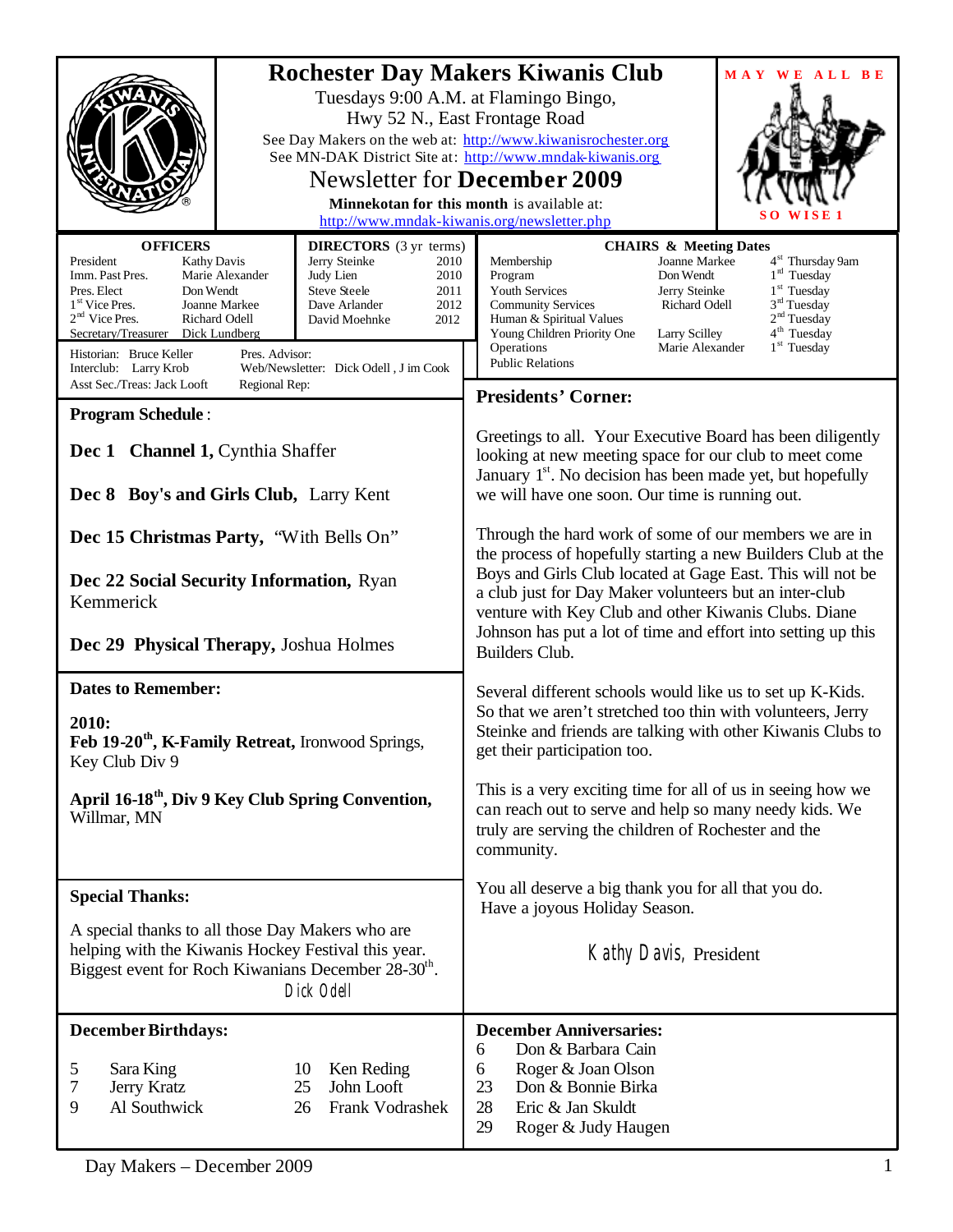# Rochester Day Makers Kiwanis Club

Tuesdays 9:00 A.M. at Flamingo Bingo,
Hwy 52 N., East Frontage Road

See Day Makers on the web at: http://www.kiwanisrochester.org
See MN-DAK District Site at: http://www.mndak-kiwanis.org

## Newsletter for December 2009

**Minnekotan for this month** is available at:
http://www.mndak-kiwanis.org/newsletter.php

MAY WE ALL BE SO WISE 1

**OFFICERS**

| | |
|---|---|
| President | Kathy Davis |
| Imm. Past Pres. | Marie Alexander |
| Pres. Elect | Don Wendt |
| 1st Vice Pres. | Joanne Markee |
| 2nd Vice Pres. | Richard Odell |
| Secretary/Treasurer | Dick Lundberg |

**DIRECTORS** (3 yr terms)

| | |
|---|---|
| Jerry Steinke | 2010 |
| Judy Lien | 2010 |
| Steve Steele | 2011 |
| Dave Arlander | 2012 |
| David Moehnke | 2012 |

Historian: Bruce Keller
Interclub: Larry Krob
Asst Sec./Treas: Jack Looft
Pres. Advisor:
Web/Newsletter: Dick Odell , J im Cook
Regional Rep:

**CHAIRS & Meeting Dates**

| | | |
|---|---|---|
| Membership | Joanne Markee | 4st Thursday 9am |
| Program | Don Wendt | 1rd Tuesday |
| Youth Services | Jerry Steinke | 1st Tuesday |
| Community Services | Richard Odell | 3rd Tuesday |
| Human & Spiritual Values | | 2nd Tuesday |
| Young Children Priority One | Larry Scilley | 4th Tuesday |
| Operations | Marie Alexander | 1st Tuesday |
| Public Relations | | |

**Program Schedule**:

**Dec 1 Channel 1,** Cynthia Shaffer

**Dec 8 Boy's and Girls Club,** Larry Kent

**Dec 15 Christmas Party,** "With Bells On"

**Dec 22 Social Security Information,** Ryan Kemmerick

**Dec 29 Physical Therapy,** Joshua Holmes

**Dates to Remember:**

**2010:**
**Feb 19-20th, K-Family Retreat,** Ironwood Springs, Key Club Div 9

**April 16-18th, Div 9 Key Club Spring Convention,** Willmar, MN

**Special Thanks:**

A special thanks to all those Day Makers who are helping with the Kiwanis Hockey Festival this year. Biggest event for Roch Kiwanians December 28-30th.

Dick Odell

**Presidents' Corner:**

Greetings to all. Your Executive Board has been diligently looking at new meeting space for our club to meet come January 1st. No decision has been made yet, but hopefully we will have one soon. Our time is running out.

Through the hard work of some of our members we are in the process of hopefully starting a new Builders Club at the Boys and Girls Club located at Gage East. This will not be a club just for Day Maker volunteers but an inter-club venture with Key Club and other Kiwanis Clubs. Diane Johnson has put a lot of time and effort into setting up this Builders Club.

Several different schools would like us to set up K-Kids. So that we aren't stretched too thin with volunteers, Jerry Steinke and friends are talking with other Kiwanis Clubs to get their participation too.

This is a very exciting time for all of us in seeing how we can reach out to serve and help so many needy kids. We truly are serving the children of Rochester and the community.

You all deserve a big thank you for all that you do.
Have a joyous Holiday Season.

Kathy Davis, President

**December Birthdays:**

| | | | |
|---|---|---|---|
| 5 | Sara King | 10 | Ken Reding |
| 7 | Jerry Kratz | 25 | John Looft |
| 9 | Al Southwick | 26 | Frank Vodrashek |

**December Anniversaries:**

| | |
|---|---|
| 6 | Don & Barbara Cain |
| 6 | Roger & Joan Olson |
| 23 | Don & Bonnie Birka |
| 28 | Eric & Jan Skuldt |
| 29 | Roger & Judy Haugen |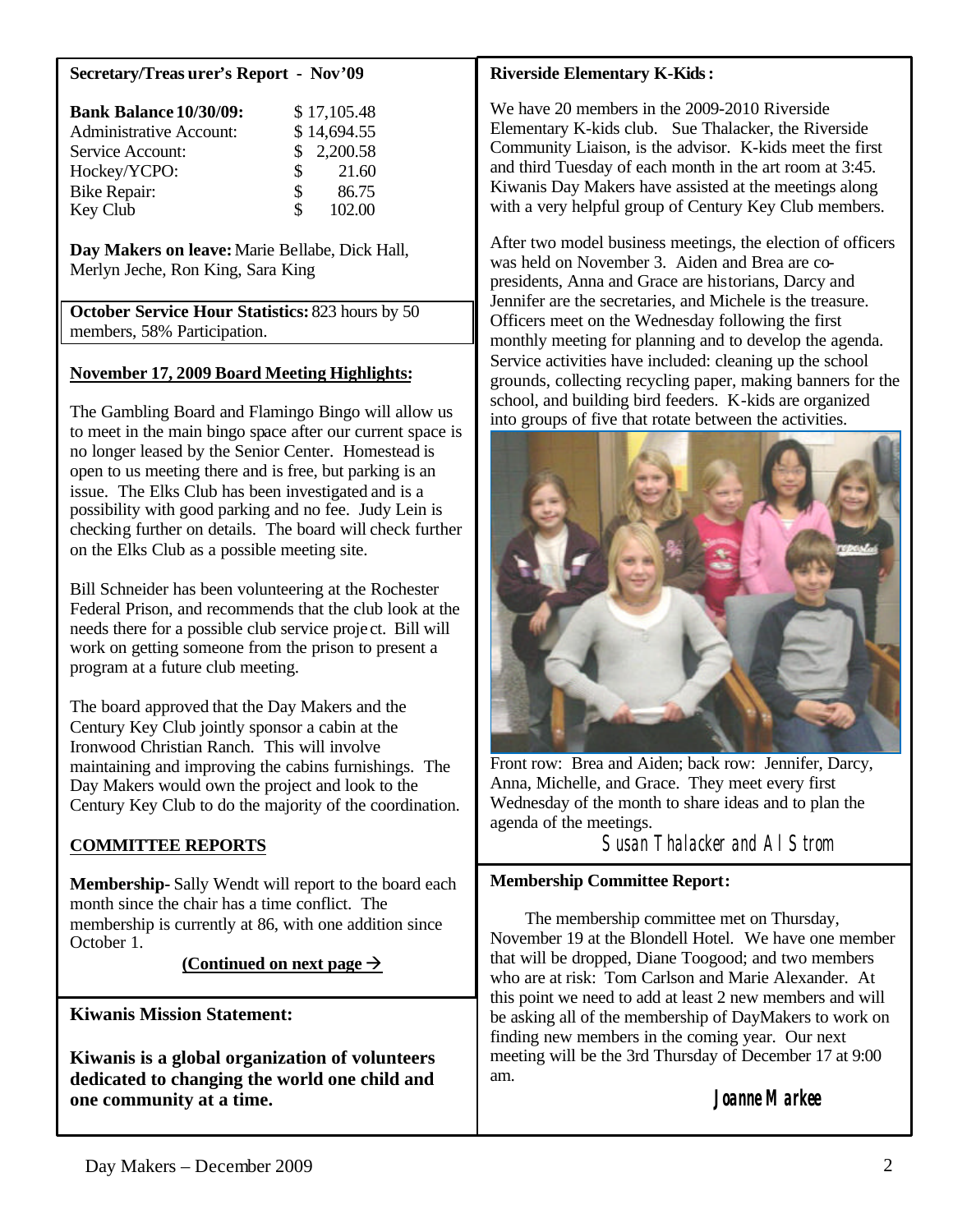**Secretary/Treasurer's Report - Nov'09**

| | |
|---|---|
| **Bank Balance 10/30/09:** | $ 17,105.48 |
| Administrative Account: | $ 14,694.55 |
| Service Account: | $ 2,200.58 |
| Hockey/YCPO: | $ 21.60 |
| Bike Repair: | $ 86.75 |
| Key Club | $ 102.00 |

**Day Makers on leave:** Marie Bellabe, Dick Hall, Merlyn Jeche, Ron King, Sara King

**October Service Hour Statistics:** 823 hours by 50 members, 58% Participation.

**November 17, 2009 Board Meeting Highlights:**

The Gambling Board and Flamingo Bingo will allow us to meet in the main bingo space after our current space is no longer leased by the Senior Center. Homestead is open to us meeting there and is free, but parking is an issue. The Elks Club has been investigated and is a possibility with good parking and no fee. Judy Lein is checking further on details. The board will check further on the Elks Club as a possible meeting site.

Bill Schneider has been volunteering at the Rochester Federal Prison, and recommends that the club look at the needs there for a possible club service project. Bill will work on getting someone from the prison to present a program at a future club meeting.

The board approved that the Day Makers and the Century Key Club jointly sponsor a cabin at the Ironwood Christian Ranch. This will involve maintaining and improving the cabins furnishings. The Day Makers would own the project and look to the Century Key Club to do the majority of the coordination.

**COMMITTEE REPORTS**

**Membership-** Sally Wendt will report to the board each month since the chair has a time conflict. The membership is currently at 86, with one addition since October 1.

**(Continued on next page →**

**Kiwanis Mission Statement:**

**Kiwanis is a global organization of volunteers dedicated to changing the world one child and one community at a time.**

**Riverside Elementary K-Kids:**

We have 20 members in the 2009-2010 Riverside Elementary K-kids club. Sue Thalacker, the Riverside Community Liaison, is the advisor. K-kids meet the first and third Tuesday of each month in the art room at 3:45. Kiwanis Day Makers have assisted at the meetings along with a very helpful group of Century Key Club members.

After two model business meetings, the election of officers was held on November 3. Aiden and Brea are co-presidents, Anna and Grace are historians, Darcy and Jennifer are the secretaries, and Michele is the treasure. Officers meet on the Wednesday following the first monthly meeting for planning and to develop the agenda. Service activities have included: cleaning up the school grounds, collecting recycling paper, making banners for the school, and building bird feeders. K-kids are organized into groups of five that rotate between the activities.

Front row: Brea and Aiden; back row: Jennifer, Darcy, Anna, Michelle, and Grace. They meet every first Wednesday of the month to share ideas and to plan the agenda of the meetings.

*Susan Thalacker and Al Strom*

**Membership Committee Report:**

The membership committee met on Thursday, November 19 at the Blondell Hotel. We have one member that will be dropped, Diane Toogood; and two members who are at risk: Tom Carlson and Marie Alexander. At this point we need to add at least 2 new members and will be asking all of the membership of DayMakers to work on finding new members in the coming year. Our next meeting will be the 3rd Thursday of December 17 at 9:00 am.

**Joanne Markee**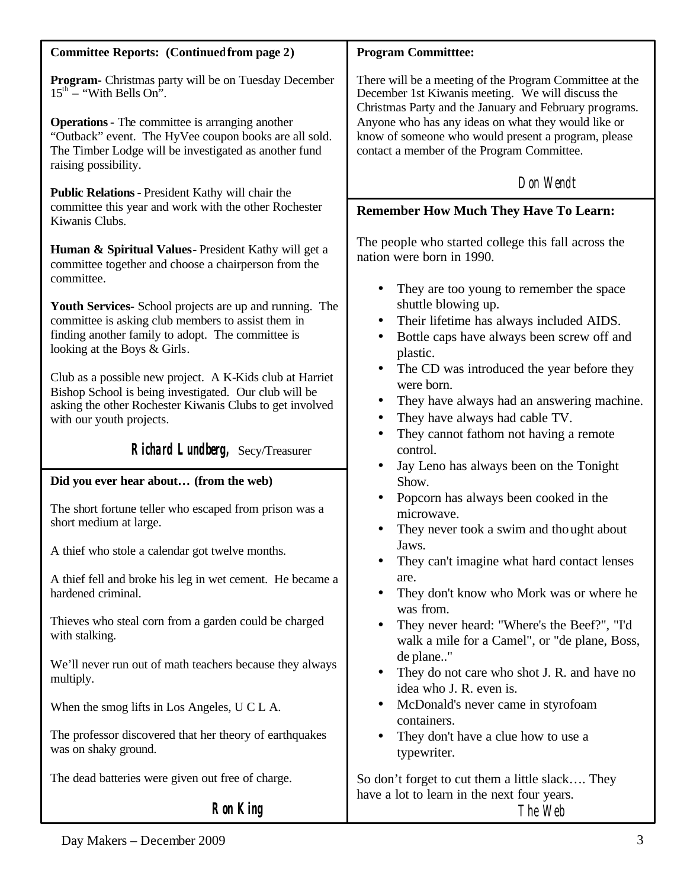## Committee Reports: (Continued from page 2)

**Program-** Christmas party will be on Tuesday December 15th – "With Bells On".

**Operations** - The committee is arranging another "Outback" event. The HyVee coupon books are all sold. The Timber Lodge will be investigated as another fund raising possibility.

**Public Relations** - President Kathy will chair the committee this year and work with the other Rochester Kiwanis Clubs.

**Human & Spiritual Values** - President Kathy will get a committee together and choose a chairperson from the committee.

**Youth Services-** School projects are up and running. The committee is asking club members to assist them in finding another family to adopt. The committee is looking at the Boys & Girls.

Club as a possible new project. A K-Kids club at Harriet Bishop School is being investigated. Our club will be asking the other Rochester Kiwanis Clubs to get involved with our youth projects.

**Richard Lundberg,** Secy/Treasurer

## Did you ever hear about… (from the web)

The short fortune teller who escaped from prison was a short medium at large.

A thief who stole a calendar got twelve months.

A thief fell and broke his leg in wet cement. He became a hardened criminal.

Thieves who steal corn from a garden could be charged with stalking.

We'll never run out of math teachers because they always multiply.

When the smog lifts in Los Angeles, U C L A.

The professor discovered that her theory of earthquakes was on shaky ground.

The dead batteries were given out free of charge.

**Ron King**

## Program Committtee:

There will be a meeting of the Program Committee at the December 1st Kiwanis meeting. We will discuss the Christmas Party and the January and February programs. Anyone who has any ideas on what they would like or know of someone who would present a program, please contact a member of the Program Committee.

Don Wendt

## Remember How Much They Have To Learn:

The people who started college this fall across the nation were born in 1990.

- They are too young to remember the space shuttle blowing up.
- Their lifetime has always included AIDS.
- Bottle caps have always been screw off and plastic.
- The CD was introduced the year before they were born.
- They have always had an answering machine.
- They have always had cable TV.
- They cannot fathom not having a remote control.
- Jay Leno has always been on the Tonight Show.
- Popcorn has always been cooked in the microwave.
- They never took a swim and thought about Jaws.
- They can't imagine what hard contact lenses are.
- They don't know who Mork was or where he was from.
- They never heard: "Where's the Beef?", "I'd walk a mile for a Camel", or "de plane, Boss, de plane.."
- They do not care who shot J. R. and have no idea who J. R. even is.
- McDonald's never came in styrofoam containers.
- They don't have a clue how to use a typewriter.

So don't forget to cut them a little slack…. They have a lot to learn in the next four years.

The Web